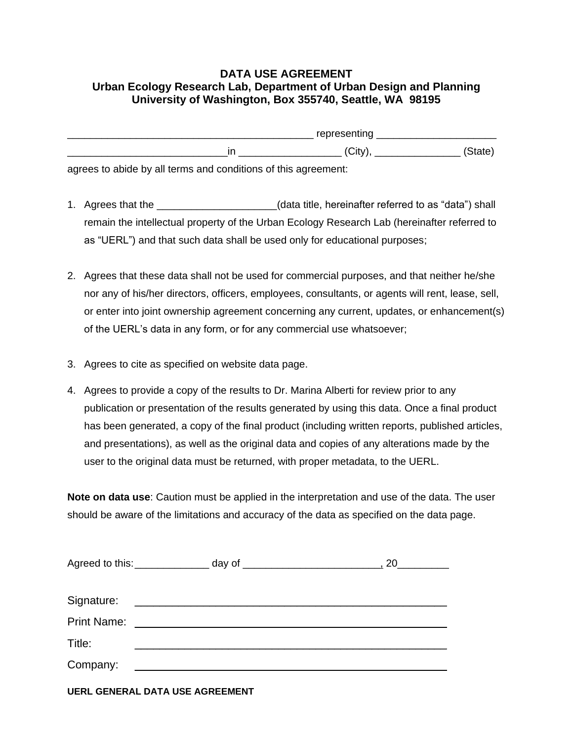# DATA USE AGREEMENT
## Urban Ecology Research Lab, Department of Urban Design and Planning
## University of Washington, Box 355740, Seattle, WA 98195

___________________________________________ representing ____________________
____________________________in _________________ (City), _______________ (State)
agrees to abide by all terms and conditions of this agreement:

1. Agrees that the ____________________(data title, hereinafter referred to as "data") shall remain the intellectual property of the Urban Ecology Research Lab (hereinafter referred to as "UERL") and that such data shall be used only for educational purposes;

2. Agrees that these data shall not be used for commercial purposes, and that neither he/she nor any of his/her directors, officers, employees, consultants, or agents will rent, lease, sell, or enter into joint ownership agreement concerning any current, updates, or enhancement(s) of the UERL's data in any form, or for any commercial use whatsoever;

3. Agrees to cite as specified on website data page.

4. Agrees to provide a copy of the results to Dr. Marina Alberti for review prior to any publication or presentation of the results generated by using this data. Once a final product has been generated, a copy of the final product (including written reports, published articles, and presentations), as well as the original data and copies of any alterations made by the user to the original data must be returned, with proper metadata, to the UERL.

**Note on data use**: Caution must be applied in the interpretation and use of the data. The user should be aware of the limitations and accuracy of the data as specified on the data page.

Agreed to this:_____________ day of _______________________, 20_________

Signature: _____________________________________________________

Print Name: _____________________________________________________

Title: _____________________________________________________

Company: _____________________________________________________

**UERL GENERAL DATA USE AGREEMENT**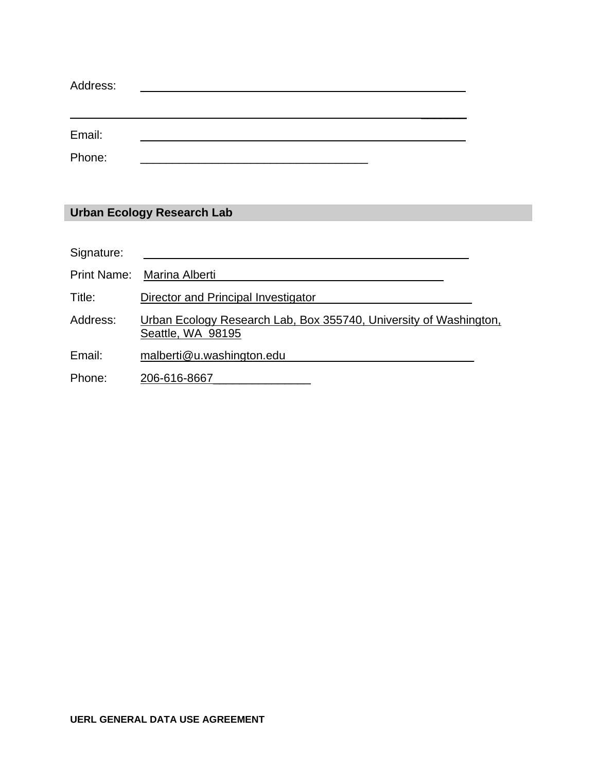Address: ____________________________________________

____________________________________________

Email: ____________________________________________

Phone: ___________________________________

**Urban Ecology Research Lab**

Signature: ____________________________________________

Print Name: Marina Alberti

Title: Director and Principal Investigator

Address: Urban Ecology Research Lab, Box 355740, University of Washington, Seattle, WA 98195

Email: malberti@u.washington.edu

Phone: 206-616-8667

**UERL GENERAL DATA USE AGREEMENT**